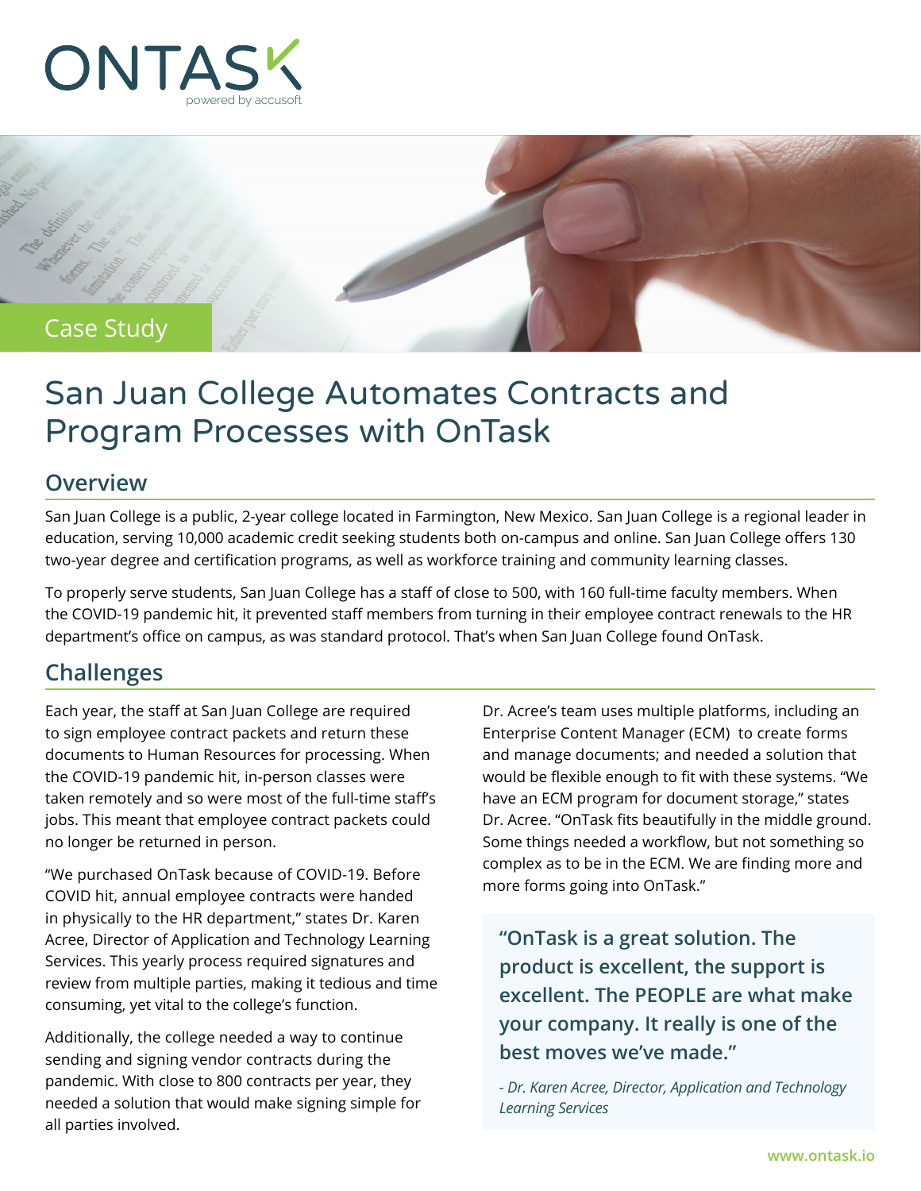# ONTASK

powered by accusoft

Case Study

# San Juan College Automates Contracts and Program Processes with OnTask

## Overview

San Juan College is a public, 2-year college located in Farmington, New Mexico. San Juan College is a regional leader in education, serving 10,000 academic credit seeking students both on-campus and online. San Juan College offers 130 two-year degree and certification programs, as well as workforce training and community learning classes.

To properly serve students, San Juan College has a staff of close to 500, with 160 full-time faculty members. When the COVID-19 pandemic hit, it prevented staff members from turning in their employee contract renewals to the HR department's office on campus, as was standard protocol. That's when San Juan College found OnTask.

## Challenges

Each year, the staff at San Juan College are required to sign employee contract packets and return these documents to Human Resources for processing. When the COVID-19 pandemic hit, in-person classes were taken remotely and so were most of the full-time staff's jobs. This meant that employee contract packets could no longer be returned in person.

"We purchased OnTask because of COVID-19. Before COVID hit, annual employee contracts were handed in physically to the HR department," states Dr. Karen Acree, Director of Application and Technology Learning Services. This yearly process required signatures and review from multiple parties, making it tedious and time consuming, yet vital to the college's function.

Additionally, the college needed a way to continue sending and signing vendor contracts during the pandemic. With close to 800 contracts per year, they needed a solution that would make signing simple for all parties involved.

Dr. Acree's team uses multiple platforms, including an Enterprise Content Manager (ECM) to create forms and manage documents; and needed a solution that would be flexible enough to fit with these systems. "We have an ECM program for document storage," states Dr. Acree. "OnTask fits beautifully in the middle ground. Some things needed a workflow, but not something so complex as to be in the ECM. We are finding more and more forms going into OnTask."

> **"OnTask is a great solution. The product is excellent, the support is excellent. The PEOPLE are what make your company. It really is one of the best moves we've made."**
>
> *- Dr. Karen Acree, Director, Application and Technology Learning Services*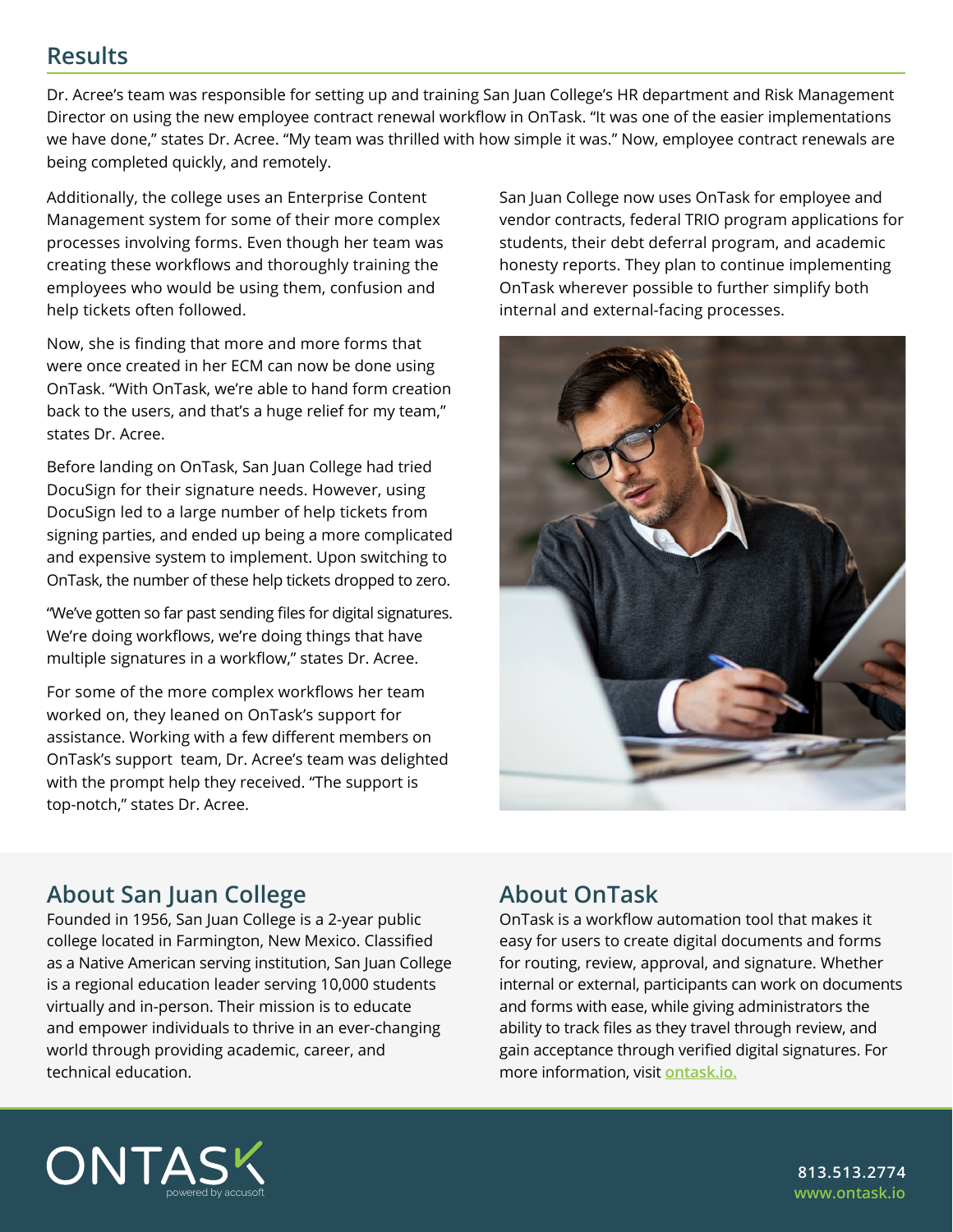## Results

Dr. Acree's team was responsible for setting up and training San Juan College's HR department and Risk Management Director on using the new employee contract renewal workflow in OnTask. "It was one of the easier implementations we have done," states Dr. Acree. "My team was thrilled with how simple it was." Now, employee contract renewals are being completed quickly, and remotely.

Additionally, the college uses an Enterprise Content Management system for some of their more complex processes involving forms. Even though her team was creating these workflows and thoroughly training the employees who would be using them, confusion and help tickets often followed.

Now, she is finding that more and more forms that were once created in her ECM can now be done using OnTask. "With OnTask, we're able to hand form creation back to the users, and that's a huge relief for my team," states Dr. Acree.

Before landing on OnTask, San Juan College had tried DocuSign for their signature needs. However, using DocuSign led to a large number of help tickets from signing parties, and ended up being a more complicated and expensive system to implement. Upon switching to OnTask, the number of these help tickets dropped to zero.

"We've gotten so far past sending files for digital signatures. We're doing workflows, we're doing things that have multiple signatures in a workflow," states Dr. Acree.

For some of the more complex workflows her team worked on, they leaned on OnTask's support for assistance. Working with a few different members on OnTask's support team, Dr. Acree's team was delighted with the prompt help they received. "The support is top-notch," states Dr. Acree.

San Juan College now uses OnTask for employee and vendor contracts, federal TRIO program applications for students, their debt deferral program, and academic honesty reports. They plan to continue implementing OnTask wherever possible to further simplify both internal and external-facing processes.

## About San Juan College

Founded in 1956, San Juan College is a 2-year public college located in Farmington, New Mexico. Classified as a Native American serving institution, San Juan College is a regional education leader serving 10,000 students virtually and in-person. Their mission is to educate and empower individuals to thrive in an ever-changing world through providing academic, career, and technical education.

## About OnTask

OnTask is a workflow automation tool that makes it easy for users to create digital documents and forms for routing, review, approval, and signature. Whether internal or external, participants can work on documents and forms with ease, while giving administrators the ability to track files as they travel through review, and gain acceptance through verified digital signatures. For more information, visit ontask.io.

ONTASK powered by accusoft

813.513.2774
www.ontask.io